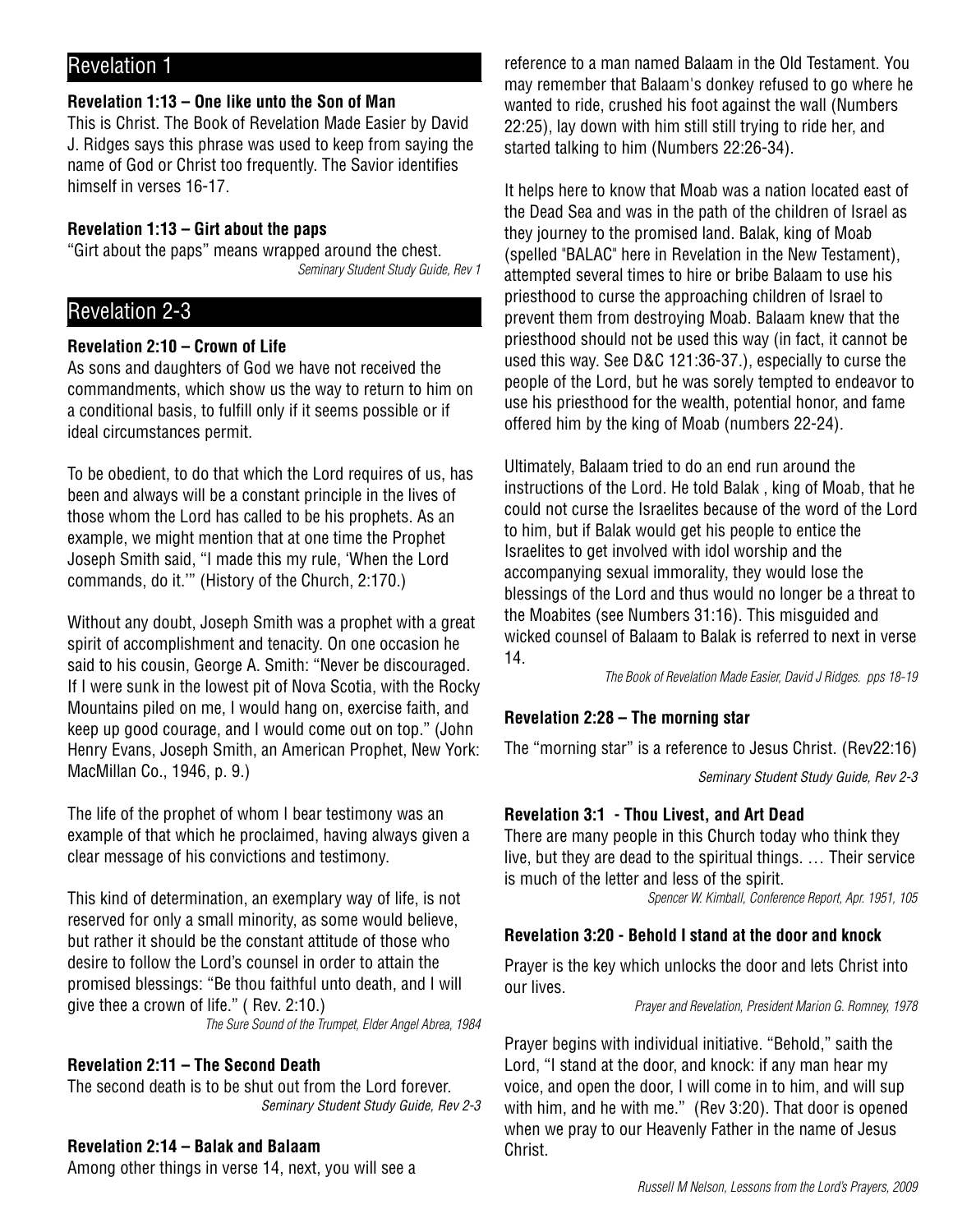## Revelation 1

### Revelation 1:13 – One like unto the Son of Man

This is Christ. The Book of Revelation Made Easier by David J. Ridges says this phrase was used to keep from saying the name of God or Christ too frequently. The Savior identifies himself in verses 16-17.

### Revelation 1:13 – Girt about the paps

"Girt about the paps" means wrapped around the chest.

*Seminary Student Study Guide, Rev 1*

## Revelation 2-3

### Revelation 2:10 – Crown of Life

As sons and daughters of God we have not received the commandments, which show us the way to return to him on a conditional basis, to fulfill only if it seems possible or if ideal circumstances permit.

To be obedient, to do that which the Lord requires of us, has been and always will be a constant principle in the lives of those whom the Lord has called to be his prophets. As an example, we might mention that at one time the Prophet Joseph Smith said, "I made this my rule, 'When the Lord commands, do it.'" (History of the Church, 2:170.)

Without any doubt, Joseph Smith was a prophet with a great spirit of accomplishment and tenacity. On one occasion he said to his cousin, George A. Smith: "Never be discouraged. If I were sunk in the lowest pit of Nova Scotia, with the Rocky Mountains piled on me, I would hang on, exercise faith, and keep up good courage, and I would come out on top." (John Henry Evans, Joseph Smith, an American Prophet, New York: MacMillan Co., 1946, p. 9.)

The life of the prophet of whom I bear testimony was an example of that which he proclaimed, having always given a clear message of his convictions and testimony.

This kind of determination, an exemplary way of life, is not reserved for only a small minority, as some would believe, but rather it should be the constant attitude of those who desire to follow the Lord's counsel in order to attain the promised blessings: "Be thou faithful unto death, and I will give thee a crown of life." ( Rev. 2:10.)

*The Sure Sound of the Trumpet, Elder Angel Abrea, 1984*

### Revelation 2:11 – The Second Death

The second death is to be shut out from the Lord forever.

*Seminary Student Study Guide, Rev 2-3*

### Revelation 2:14 – Balak and Balaam

Among other things in verse 14, next, you will see a reference to a man named Balaam in the Old Testament. You may remember that Balaam's donkey refused to go where he wanted to ride, crushed his foot against the wall (Numbers 22:25), lay down with him still still trying to ride her, and started talking to him (Numbers 22:26-34).

It helps here to know that Moab was a nation located east of the Dead Sea and was in the path of the children of Israel as they journey to the promised land. Balak, king of Moab (spelled "BALAC" here in Revelation in the New Testament), attempted several times to hire or bribe Balaam to use his priesthood to curse the approaching children of Israel to prevent them from destroying Moab. Balaam knew that the priesthood should not be used this way (in fact, it cannot be used this way. See D&C 121:36-37.), especially to curse the people of the Lord, but he was sorely tempted to endeavor to use his priesthood for the wealth, potential honor, and fame offered him by the king of Moab (numbers 22-24).

Ultimately, Balaam tried to do an end run around the instructions of the Lord. He told Balak , king of Moab, that he could not curse the Israelites because of the word of the Lord to him, but if Balak would get his people to entice the Israelites to get involved with idol worship and the accompanying sexual immorality, they would lose the blessings of the Lord and thus would no longer be a threat to the Moabites (see Numbers 31:16). This misguided and wicked counsel of Balaam to Balak is referred to next in verse 14.

*The Book of Revelation Made Easier, David J Ridges. pps 18-19*

### Revelation 2:28 – The morning star

The "morning star" is a reference to Jesus Christ. (Rev22:16)

*Seminary Student Study Guide, Rev 2-3*

### Revelation 3:1 - Thou Livest, and Art Dead

There are many people in this Church today who think they live, but they are dead to the spiritual things. … Their service is much of the letter and less of the spirit.

*Spencer W. Kimball, Conference Report, Apr. 1951, 105*

### Revelation 3:20 - Behold I stand at the door and knock

Prayer is the key which unlocks the door and lets Christ into our lives.

*Prayer and Revelation, President Marion G. Romney, 1978*

Prayer begins with individual initiative. "Behold," saith the Lord, "I stand at the door, and knock: if any man hear my voice, and open the door, I will come in to him, and will sup with him, and he with me." (Rev 3:20). That door is opened when we pray to our Heavenly Father in the name of Jesus Christ.

*Russell M Nelson, Lessons from the Lord's Prayers, 2009*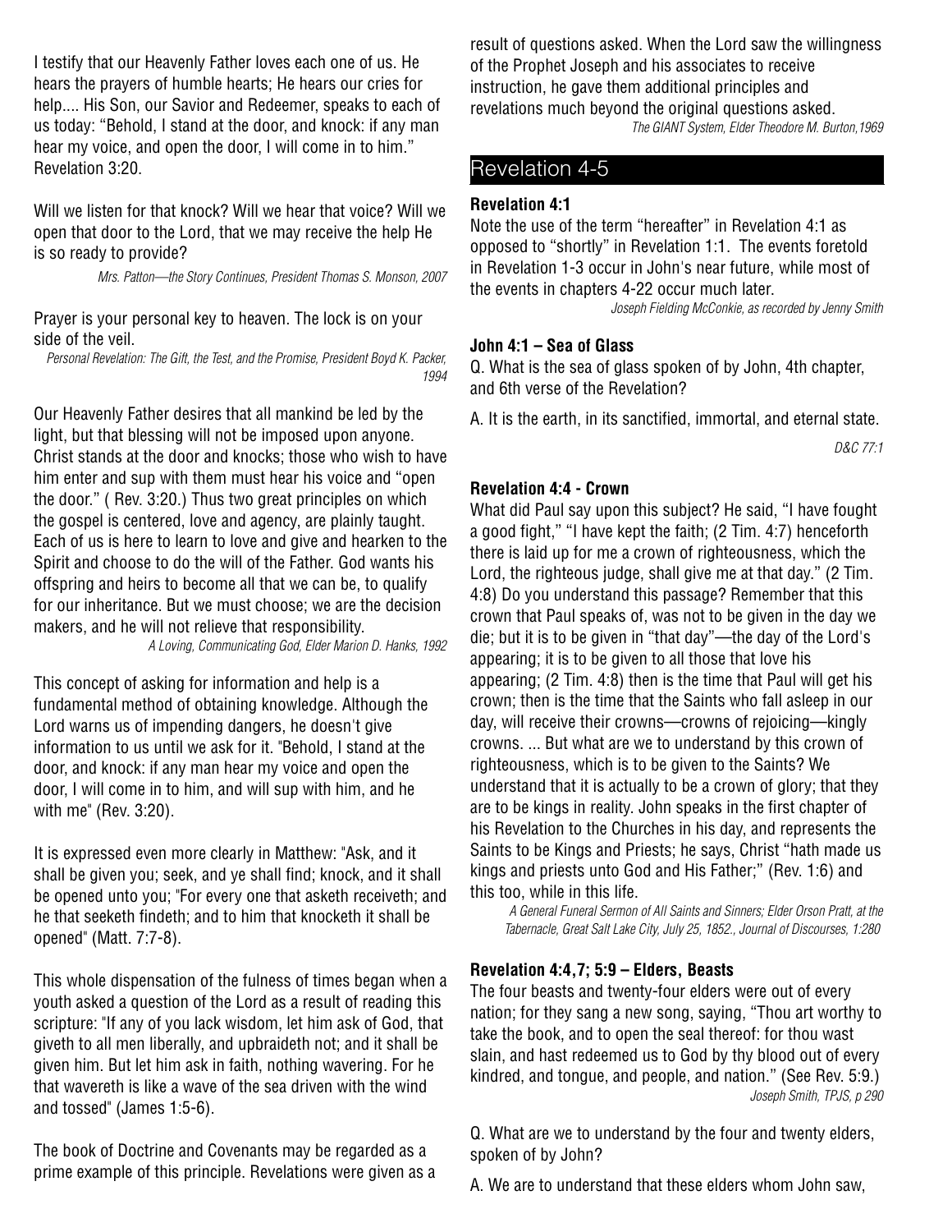I testify that our Heavenly Father loves each one of us. He hears the prayers of humble hearts; He hears our cries for help.... His Son, our Savior and Redeemer, speaks to each of us today: "Behold, I stand at the door, and knock: if any man hear my voice, and open the door, I will come in to him." Revelation 3:20.

Will we listen for that knock? Will we hear that voice? Will we open that door to the Lord, that we may receive the help He is so ready to provide?

*Mrs. Patton—the Story Continues, President Thomas S. Monson, 2007*

Prayer is your personal key to heaven. The lock is on your side of the veil.

*Personal Revelation: The Gift, the Test, and the Promise, President Boyd K. Packer, 1994*

Our Heavenly Father desires that all mankind be led by the light, but that blessing will not be imposed upon anyone. Christ stands at the door and knocks; those who wish to have him enter and sup with them must hear his voice and "open the door." ( Rev. 3:20.) Thus two great principles on which the gospel is centered, love and agency, are plainly taught. Each of us is here to learn to love and give and hearken to the Spirit and choose to do the will of the Father. God wants his offspring and heirs to become all that we can be, to qualify for our inheritance. But we must choose; we are the decision makers, and he will not relieve that responsibility.

*A Loving, Communicating God, Elder Marion D. Hanks, 1992*

This concept of asking for information and help is a fundamental method of obtaining knowledge. Although the Lord warns us of impending dangers, he doesn't give information to us until we ask for it. "Behold, I stand at the door, and knock: if any man hear my voice and open the door, I will come in to him, and will sup with him, and he with me" (Rev. 3:20).

It is expressed even more clearly in Matthew: "Ask, and it shall be given you; seek, and ye shall find; knock, and it shall be opened unto you; "For every one that asketh receiveth; and he that seeketh findeth; and to him that knocketh it shall be opened" (Matt. 7:7-8).

This whole dispensation of the fulness of times began when a youth asked a question of the Lord as a result of reading this scripture: "If any of you lack wisdom, let him ask of God, that giveth to all men liberally, and upbraideth not; and it shall be given him. But let him ask in faith, nothing wavering. For he that wavereth is like a wave of the sea driven with the wind and tossed" (James 1:5-6).

The book of Doctrine and Covenants may be regarded as a prime example of this principle. Revelations were given as a result of questions asked. When the Lord saw the willingness of the Prophet Joseph and his associates to receive instruction, he gave them additional principles and revelations much beyond the original questions asked.

*The GIANT System, Elder Theodore M. Burton,1969*

## Revelation 4-5

### Revelation 4:1

Note the use of the term "hereafter" in Revelation 4:1 as opposed to "shortly" in Revelation 1:1. The events foretold in Revelation 1-3 occur in John's near future, while most of the events in chapters 4-22 occur much later.

*Joseph Fielding McConkie, as recorded by Jenny Smith*

### John 4:1 – Sea of Glass

Q. What is the sea of glass spoken of by John, 4th chapter, and 6th verse of the Revelation?

A. It is the earth, in its sanctified, immortal, and eternal state.

*D&C 77:1*

### Revelation 4:4 - Crown

What did Paul say upon this subject? He said, "I have fought a good fight," "I have kept the faith; (2 Tim. 4:7) henceforth there is laid up for me a crown of righteousness, which the Lord, the righteous judge, shall give me at that day." (2 Tim. 4:8) Do you understand this passage? Remember that this crown that Paul speaks of, was not to be given in the day we die; but it is to be given in "that day"—the day of the Lord's appearing; it is to be given to all those that love his appearing; (2 Tim. 4:8) then is the time that Paul will get his crown; then is the time that the Saints who fall asleep in our day, will receive their crowns—crowns of rejoicing—kingly crowns. ... But what are we to understand by this crown of righteousness, which is to be given to the Saints? We understand that it is actually to be a crown of glory; that they are to be kings in reality. John speaks in the first chapter of his Revelation to the Churches in his day, and represents the Saints to be Kings and Priests; he says, Christ "hath made us kings and priests unto God and His Father;" (Rev. 1:6) and this too, while in this life.

*A General Funeral Sermon of All Saints and Sinners; Elder Orson Pratt, at the Tabernacle, Great Salt Lake City, July 25, 1852., Journal of Discourses, 1:280*

### Revelation 4:4,7; 5:9 – Elders, Beasts

The four beasts and twenty-four elders were out of every nation; for they sang a new song, saying, "Thou art worthy to take the book, and to open the seal thereof: for thou wast slain, and hast redeemed us to God by thy blood out of every kindred, and tongue, and people, and nation." (See Rev. 5:9.)

*Joseph Smith, TPJS, p 290*

Q. What are we to understand by the four and twenty elders, spoken of by John?

A. We are to understand that these elders whom John saw,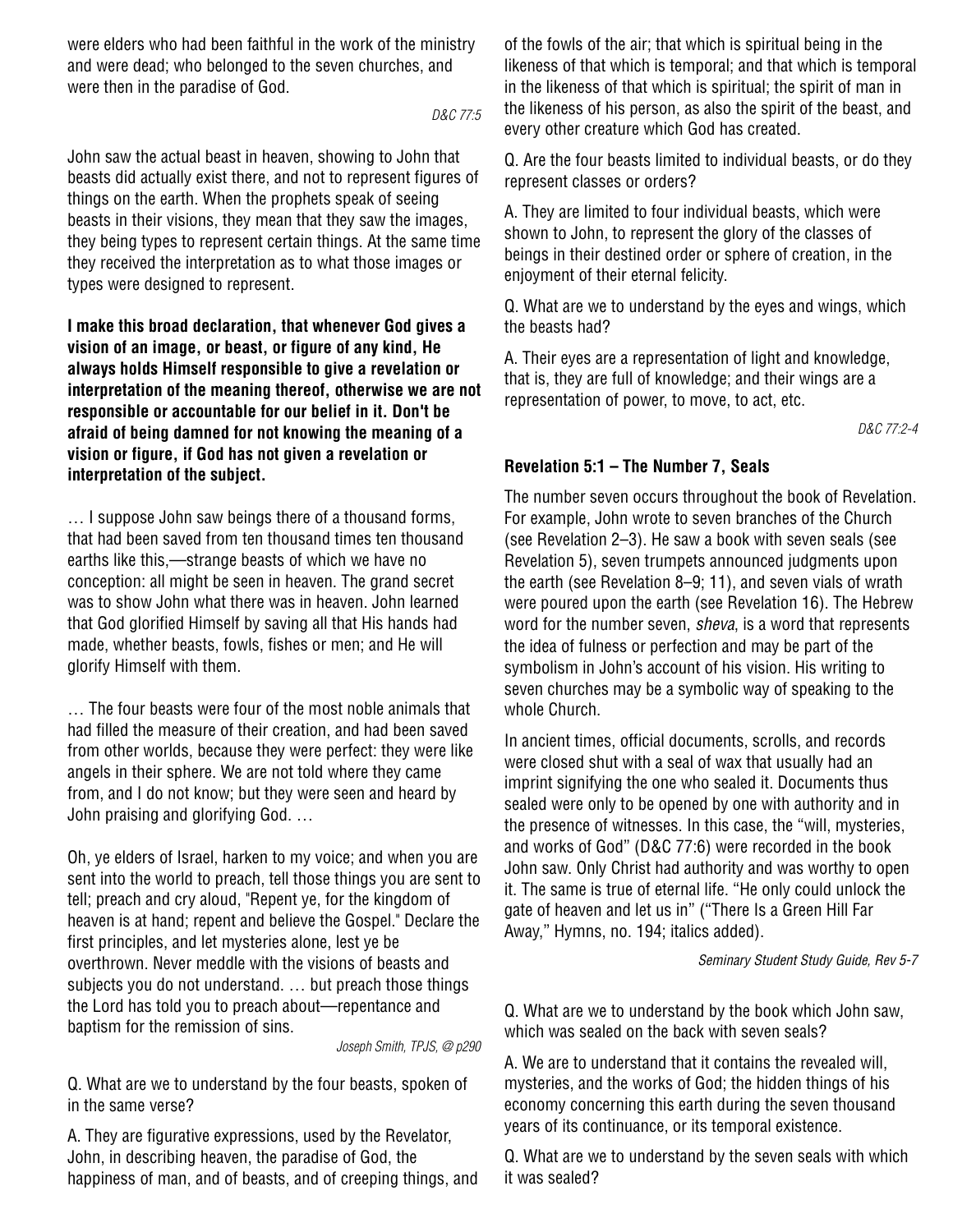were elders who had been faithful in the work of the ministry and were dead; who belonged to the seven churches, and were then in the paradise of God.

*D&C 77:5*

John saw the actual beast in heaven, showing to John that beasts did actually exist there, and not to represent figures of things on the earth. When the prophets speak of seeing beasts in their visions, they mean that they saw the images, they being types to represent certain things. At the same time they received the interpretation as to what those images or types were designed to represent.

**I make this broad declaration, that whenever God gives a vision of an image, or beast, or figure of any kind, He always holds Himself responsible to give a revelation or interpretation of the meaning thereof, otherwise we are not responsible or accountable for our belief in it. Don't be afraid of being damned for not knowing the meaning of a vision or figure, if God has not given a revelation or interpretation of the subject.**

… I suppose John saw beings there of a thousand forms, that had been saved from ten thousand times ten thousand earths like this,—strange beasts of which we have no conception: all might be seen in heaven. The grand secret was to show John what there was in heaven. John learned that God glorified Himself by saving all that His hands had made, whether beasts, fowls, fishes or men; and He will glorify Himself with them.

… The four beasts were four of the most noble animals that had filled the measure of their creation, and had been saved from other worlds, because they were perfect: they were like angels in their sphere. We are not told where they came from, and I do not know; but they were seen and heard by John praising and glorifying God. …

Oh, ye elders of Israel, harken to my voice; and when you are sent into the world to preach, tell those things you are sent to tell; preach and cry aloud, "Repent ye, for the kingdom of heaven is at hand; repent and believe the Gospel." Declare the first principles, and let mysteries alone, lest ye be overthrown. Never meddle with the visions of beasts and subjects you do not understand. … but preach those things the Lord has told you to preach about—repentance and baptism for the remission of sins.

*Joseph Smith, TPJS, @ p290*

Q. What are we to understand by the four beasts, spoken of in the same verse?

A. They are figurative expressions, used by the Revelator, John, in describing heaven, the paradise of God, the happiness of man, and of beasts, and of creeping things, and of the fowls of the air; that which is spiritual being in the likeness of that which is temporal; and that which is temporal in the likeness of that which is spiritual; the spirit of man in the likeness of his person, as also the spirit of the beast, and every other creature which God has created.

Q. Are the four beasts limited to individual beasts, or do they represent classes or orders?

A. They are limited to four individual beasts, which were shown to John, to represent the glory of the classes of beings in their destined order or sphere of creation, in the enjoyment of their eternal felicity.

Q. What are we to understand by the eyes and wings, which the beasts had?

A. Their eyes are a representation of light and knowledge, that is, they are full of knowledge; and their wings are a representation of power, to move, to act, etc.

*D&C 77:2-4*

### Revelation 5:1 – The Number 7, Seals

The number seven occurs throughout the book of Revelation. For example, John wrote to seven branches of the Church (see Revelation 2–3). He saw a book with seven seals (see Revelation 5), seven trumpets announced judgments upon the earth (see Revelation 8–9; 11), and seven vials of wrath were poured upon the earth (see Revelation 16). The Hebrew word for the number seven, *sheva*, is a word that represents the idea of fulness or perfection and may be part of the symbolism in John's account of his vision. His writing to seven churches may be a symbolic way of speaking to the whole Church.

In ancient times, official documents, scrolls, and records were closed shut with a seal of wax that usually had an imprint signifying the one who sealed it. Documents thus sealed were only to be opened by one with authority and in the presence of witnesses. In this case, the "will, mysteries, and works of God" (D&C 77:6) were recorded in the book John saw. Only Christ had authority and was worthy to open it. The same is true of eternal life. "He only could unlock the gate of heaven and let us in" ("There Is a Green Hill Far Away," Hymns, no. 194; italics added).

*Seminary Student Study Guide, Rev 5-7*

Q. What are we to understand by the book which John saw, which was sealed on the back with seven seals?

A. We are to understand that it contains the revealed will, mysteries, and the works of God; the hidden things of his economy concerning this earth during the seven thousand years of its continuance, or its temporal existence.

Q. What are we to understand by the seven seals with which it was sealed?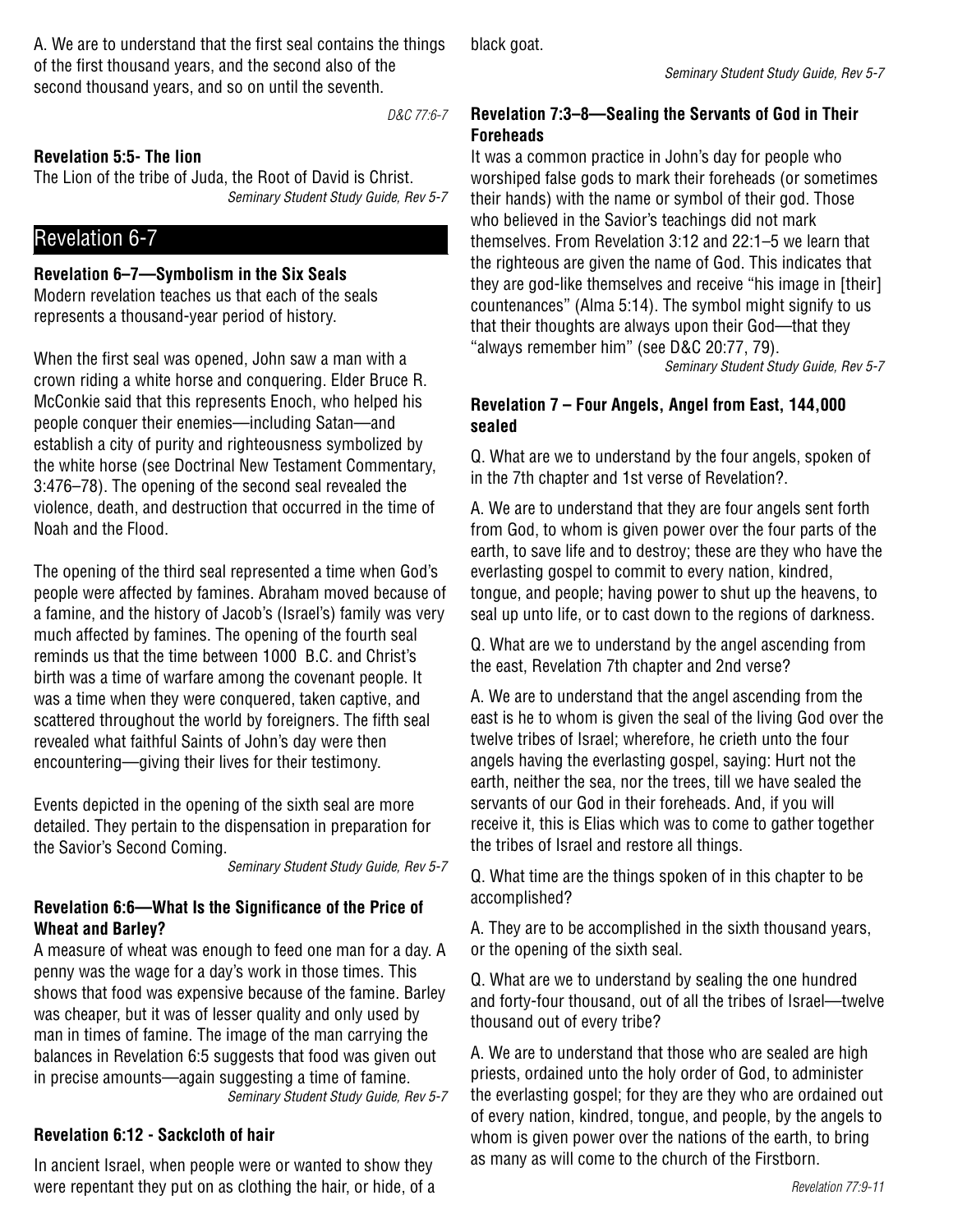A. We are to understand that the first seal contains the things of the first thousand years, and the second also of the second thousand years, and so on until the seventh.

*D&C 77:6-7*

**Revelation 5:5- The lion**

The Lion of the tribe of Juda, the Root of David is Christ.

*Seminary Student Study Guide, Rev 5-7*

## Revelation 6-7

**Revelation 6–7—Symbolism in the Six Seals**

Modern revelation teaches us that each of the seals represents a thousand-year period of history.

When the first seal was opened, John saw a man with a crown riding a white horse and conquering. Elder Bruce R. McConkie said that this represents Enoch, who helped his people conquer their enemies—including Satan—and establish a city of purity and righteousness symbolized by the white horse (see Doctrinal New Testament Commentary, 3:476–78). The opening of the second seal revealed the violence, death, and destruction that occurred in the time of Noah and the Flood.

The opening of the third seal represented a time when God's people were affected by famines. Abraham moved because of a famine, and the history of Jacob's (Israel's) family was very much affected by famines. The opening of the fourth seal reminds us that the time between 1000 B.C. and Christ's birth was a time of warfare among the covenant people. It was a time when they were conquered, taken captive, and scattered throughout the world by foreigners. The fifth seal revealed what faithful Saints of John's day were then encountering—giving their lives for their testimony.

Events depicted in the opening of the sixth seal are more detailed. They pertain to the dispensation in preparation for the Savior's Second Coming.

*Seminary Student Study Guide, Rev 5-7*

**Revelation 6:6—What Is the Significance of the Price of Wheat and Barley?**

A measure of wheat was enough to feed one man for a day. A penny was the wage for a day's work in those times. This shows that food was expensive because of the famine. Barley was cheaper, but it was of lesser quality and only used by man in times of famine. The image of the man carrying the balances in Revelation 6:5 suggests that food was given out in precise amounts—again suggesting a time of famine.

*Seminary Student Study Guide, Rev 5-7*

**Revelation 6:12 - Sackcloth of hair**

In ancient Israel, when people were or wanted to show they were repentant they put on as clothing the hair, or hide, of a black goat.

*Seminary Student Study Guide, Rev 5-7*

**Revelation 7:3–8—Sealing the Servants of God in Their Foreheads**

It was a common practice in John's day for people who worshiped false gods to mark their foreheads (or sometimes their hands) with the name or symbol of their god. Those who believed in the Savior's teachings did not mark themselves. From Revelation 3:12 and 22:1–5 we learn that the righteous are given the name of God. This indicates that they are god-like themselves and receive "his image in [their] countenances" (Alma 5:14). The symbol might signify to us that their thoughts are always upon their God—that they "always remember him" (see D&C 20:77, 79).

*Seminary Student Study Guide, Rev 5-7*

**Revelation 7 – Four Angels, Angel from East, 144,000 sealed**

Q. What are we to understand by the four angels, spoken of in the 7th chapter and 1st verse of Revelation?.

A. We are to understand that they are four angels sent forth from God, to whom is given power over the four parts of the earth, to save life and to destroy; these are they who have the everlasting gospel to commit to every nation, kindred, tongue, and people; having power to shut up the heavens, to seal up unto life, or to cast down to the regions of darkness.

Q. What are we to understand by the angel ascending from the east, Revelation 7th chapter and 2nd verse?

A. We are to understand that the angel ascending from the east is he to whom is given the seal of the living God over the twelve tribes of Israel; wherefore, he crieth unto the four angels having the everlasting gospel, saying: Hurt not the earth, neither the sea, nor the trees, till we have sealed the servants of our God in their foreheads. And, if you will receive it, this is Elias which was to come to gather together the tribes of Israel and restore all things.

Q. What time are the things spoken of in this chapter to be accomplished?

A. They are to be accomplished in the sixth thousand years, or the opening of the sixth seal.

Q. What are we to understand by sealing the one hundred and forty-four thousand, out of all the tribes of Israel—twelve thousand out of every tribe?

A. We are to understand that those who are sealed are high priests, ordained unto the holy order of God, to administer the everlasting gospel; for they are they who are ordained out of every nation, kindred, tongue, and people, by the angels to whom is given power over the nations of the earth, to bring as many as will come to the church of the Firstborn.

*Revelation 77:9-11*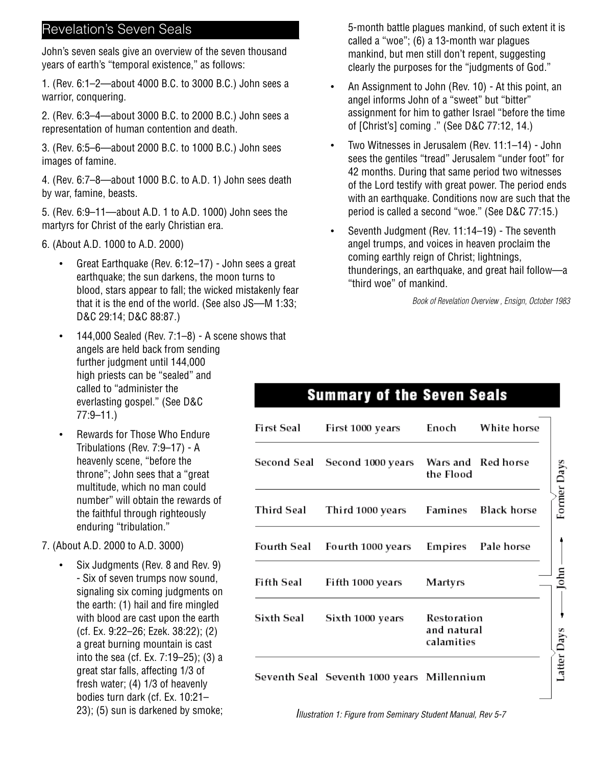## Revelation's Seven Seals

John's seven seals give an overview of the seven thousand years of earth's "temporal existence," as follows:

1. (Rev. 6:1–2—about 4000 B.C. to 3000 B.C.) John sees a warrior, conquering.

2. (Rev. 6:3–4—about 3000 B.C. to 2000 B.C.) John sees a representation of human contention and death.

3. (Rev. 6:5–6—about 2000 B.C. to 1000 B.C.) John sees images of famine.

4. (Rev. 6:7–8—about 1000 B.C. to A.D. 1) John sees death by war, famine, beasts.

5. (Rev. 6:9–11—about A.D. 1 to A.D. 1000) John sees the martyrs for Christ of the early Christian era.

6. (About A.D. 1000 to A.D. 2000)

   - Great Earthquake (Rev. 6:12–17) - John sees a great earthquake; the sun darkens, the moon turns to blood, stars appear to fall; the wicked mistakenly fear that it is the end of the world. (See also JS—M 1:33; D&C 29:14; D&C 88:87.)
   - 144,000 Sealed (Rev. 7:1–8) - A scene shows that angels are held back from sending further judgment until 144,000 high priests can be "sealed" and called to "administer the everlasting gospel." (See D&C 77:9–11.)
   - Rewards for Those Who Endure Tribulations (Rev. 7:9–17) - A heavenly scene, "before the throne"; John sees that a "great multitude, which no man could number" will obtain the rewards of the faithful through righteously enduring "tribulation."

7. (About A.D. 2000 to A.D. 3000)

   - Six Judgments (Rev. 8 and Rev. 9) - Six of seven trumps now sound, signaling six coming judgments on the earth: (1) hail and fire mingled with blood are cast upon the earth (cf. Ex. 9:22–26; Ezek. 38:22); (2) a great burning mountain is cast into the sea (cf. Ex. 7:19–25); (3) a great star falls, affecting 1/3 of fresh water; (4) 1/3 of heavenly bodies turn dark (cf. Ex. 10:21–23); (5) sun is darkened by smoke; 5-month battle plagues mankind, of such extent it is called a "woe"; (6) a 13-month war plagues mankind, but men still don't repent, suggesting clearly the purposes for the "judgments of God."
   - An Assignment to John (Rev. 10) - At this point, an angel informs John of a "sweet" but "bitter" assignment for him to gather Israel "before the time of [Christ's] coming ." (See D&C 77:12, 14.)
   - Two Witnesses in Jerusalem (Rev. 11:1–14) - John sees the gentiles "tread" Jerusalem "under foot" for 42 months. During that same period two witnesses of the Lord testify with great power. The period ends with an earthquake. Conditions now are such that the period is called a second "woe." (See D&C 77:15.)
   - Seventh Judgment (Rev. 11:14–19) - The seventh angel trumps, and voices in heaven proclaim the coming earthly reign of Christ; lightnings, thunderings, an earthquake, and great hail follow—a "third woe" of mankind.

*Book of Revelation Overview , Ensign, October 1983*

### Summary of the Seven Seals

| | | | | |
|---|---|---|---|---|
| First Seal | First 1000 years | Enoch | White horse | Former Days |
| Second Seal | Second 1000 years | Wars and the Flood | Red horse | Former Days |
| Third Seal | Third 1000 years | Famines | Black horse | Former Days |
| Fourth Seal | Fourth 1000 years | Empires | Pale horse | Former Days |
| Fifth Seal | Fifth 1000 years | Martyrs | | John |
| Sixth Seal | Sixth 1000 years | Restoration and natural calamities | | Latter Days |
| Seventh Seal | Seventh 1000 years | Millennium | | Latter Days |

*Illustration 1: Figure from Seminary Student Manual, Rev 5-7*